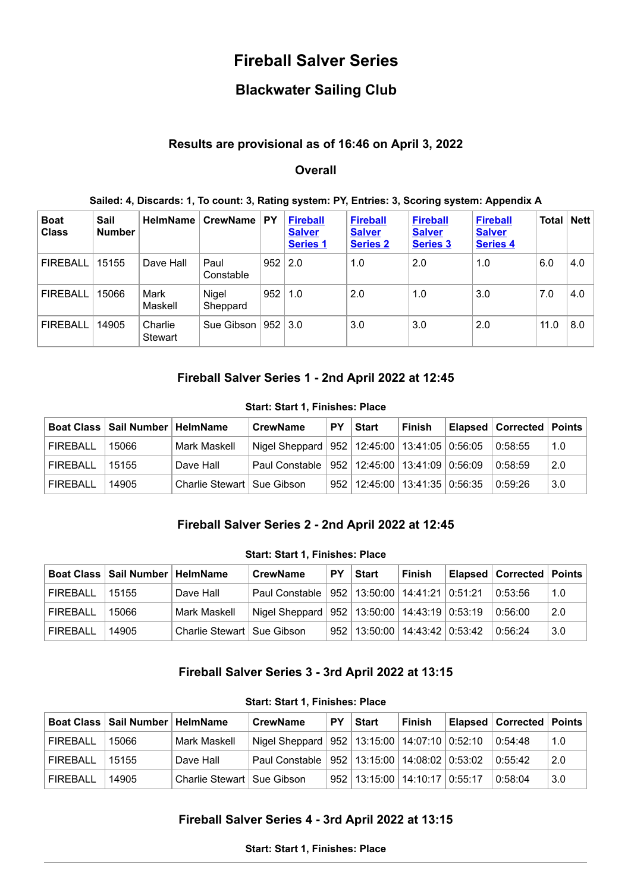# Fireball Salver Series

## Blackwater Sailing Club

### Results are provisional as of 16:46 on April 3, 2022

### Overall

**Sailed: 4, Discards: 1, To count: 3, Rating system: PY, Entries: 3, Scoring system: Appendix A**

| Boat Class | Sail Number | HelmName | CrewName | PY | Fireball Salver Series 1 | Fireball Salver Series 2 | Fireball Salver Series 3 | Fireball Salver Series 4 | Total | Nett |
|---|---|---|---|---|---|---|---|---|---|---|
| FIREBALL | 15155 | Dave Hall | Paul Constable | 952 | 2.0 | 1.0 | 2.0 | 1.0 | 6.0 | 4.0 |
| FIREBALL | 15066 | Mark Maskell | Nigel Sheppard | 952 | 1.0 | 2.0 | 1.0 | 3.0 | 7.0 | 4.0 |
| FIREBALL | 14905 | Charlie Stewart | Sue Gibson | 952 | 3.0 | 3.0 | 3.0 | 2.0 | 11.0 | 8.0 |

### Fireball Salver Series 1 - 2nd April 2022 at 12:45

**Start: Start 1, Finishes: Place**

| Boat Class | Sail Number | HelmName | CrewName | PY | Start | Finish | Elapsed | Corrected | Points |
|---|---|---|---|---|---|---|---|---|---|
| FIREBALL | 15066 | Mark Maskell | Nigel Sheppard | 952 | 12:45:00 | 13:41:05 | 0:56:05 | 0:58:55 | 1.0 |
| FIREBALL | 15155 | Dave Hall | Paul Constable | 952 | 12:45:00 | 13:41:09 | 0:56:09 | 0:58:59 | 2.0 |
| FIREBALL | 14905 | Charlie Stewart | Sue Gibson | 952 | 12:45:00 | 13:41:35 | 0:56:35 | 0:59:26 | 3.0 |

### Fireball Salver Series 2 - 2nd April 2022 at 12:45

**Start: Start 1, Finishes: Place**

| Boat Class | Sail Number | HelmName | CrewName | PY | Start | Finish | Elapsed | Corrected | Points |
|---|---|---|---|---|---|---|---|---|---|
| FIREBALL | 15155 | Dave Hall | Paul Constable | 952 | 13:50:00 | 14:41:21 | 0:51:21 | 0:53:56 | 1.0 |
| FIREBALL | 15066 | Mark Maskell | Nigel Sheppard | 952 | 13:50:00 | 14:43:19 | 0:53:19 | 0:56:00 | 2.0 |
| FIREBALL | 14905 | Charlie Stewart | Sue Gibson | 952 | 13:50:00 | 14:43:42 | 0:53:42 | 0:56:24 | 3.0 |

### Fireball Salver Series 3 - 3rd April 2022 at 13:15

**Start: Start 1, Finishes: Place**

| Boat Class | Sail Number | HelmName | CrewName | PY | Start | Finish | Elapsed | Corrected | Points |
|---|---|---|---|---|---|---|---|---|---|
| FIREBALL | 15066 | Mark Maskell | Nigel Sheppard | 952 | 13:15:00 | 14:07:10 | 0:52:10 | 0:54:48 | 1.0 |
| FIREBALL | 15155 | Dave Hall | Paul Constable | 952 | 13:15:00 | 14:08:02 | 0:53:02 | 0:55:42 | 2.0 |
| FIREBALL | 14905 | Charlie Stewart | Sue Gibson | 952 | 13:15:00 | 14:10:17 | 0:55:17 | 0:58:04 | 3.0 |

### Fireball Salver Series 4 - 3rd April 2022 at 13:15

**Start: Start 1, Finishes: Place**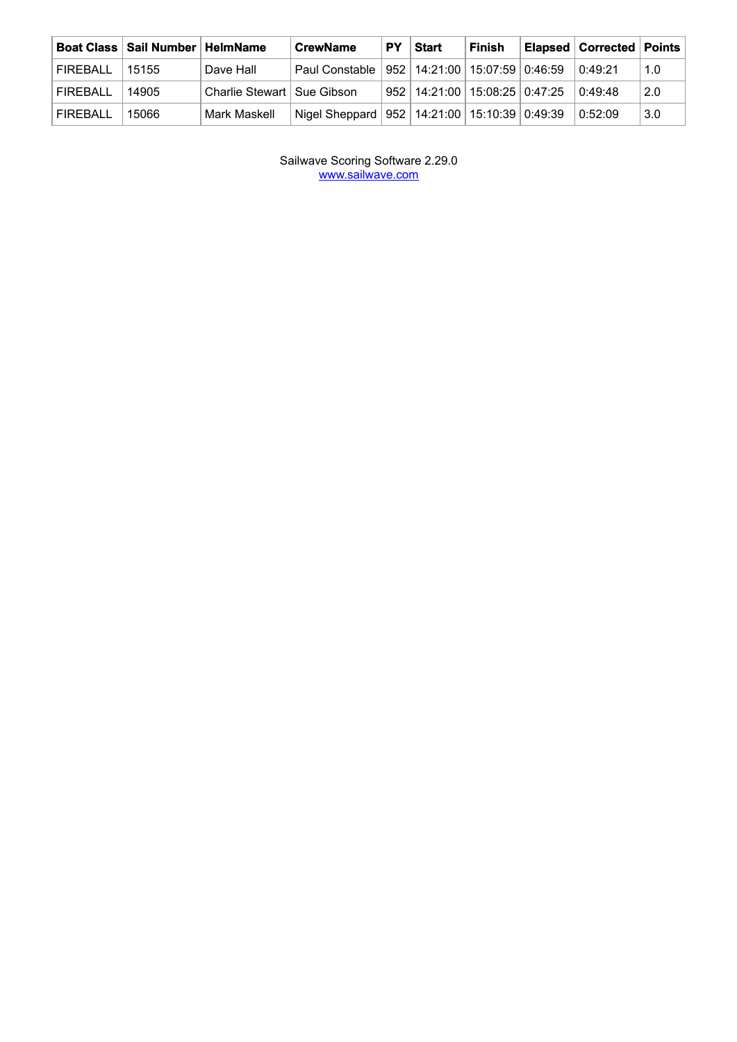| Boat Class | Sail Number | HelmName | CrewName | PY | Start | Finish | Elapsed | Corrected | Points |
|---|---|---|---|---|---|---|---|---|---|
| FIREBALL | 15155 | Dave Hall | Paul Constable | 952 | 14:21:00 | 15:07:59 | 0:46:59 | 0:49:21 | 1.0 |
| FIREBALL | 14905 | Charlie Stewart | Sue Gibson | 952 | 14:21:00 | 15:08:25 | 0:47:25 | 0:49:48 | 2.0 |
| FIREBALL | 15066 | Mark Maskell | Nigel Sheppard | 952 | 14:21:00 | 15:10:39 | 0:49:39 | 0:52:09 | 3.0 |

Sailwave Scoring Software 2.29.0
[www.sailwave.com](http://www.sailwave.com)